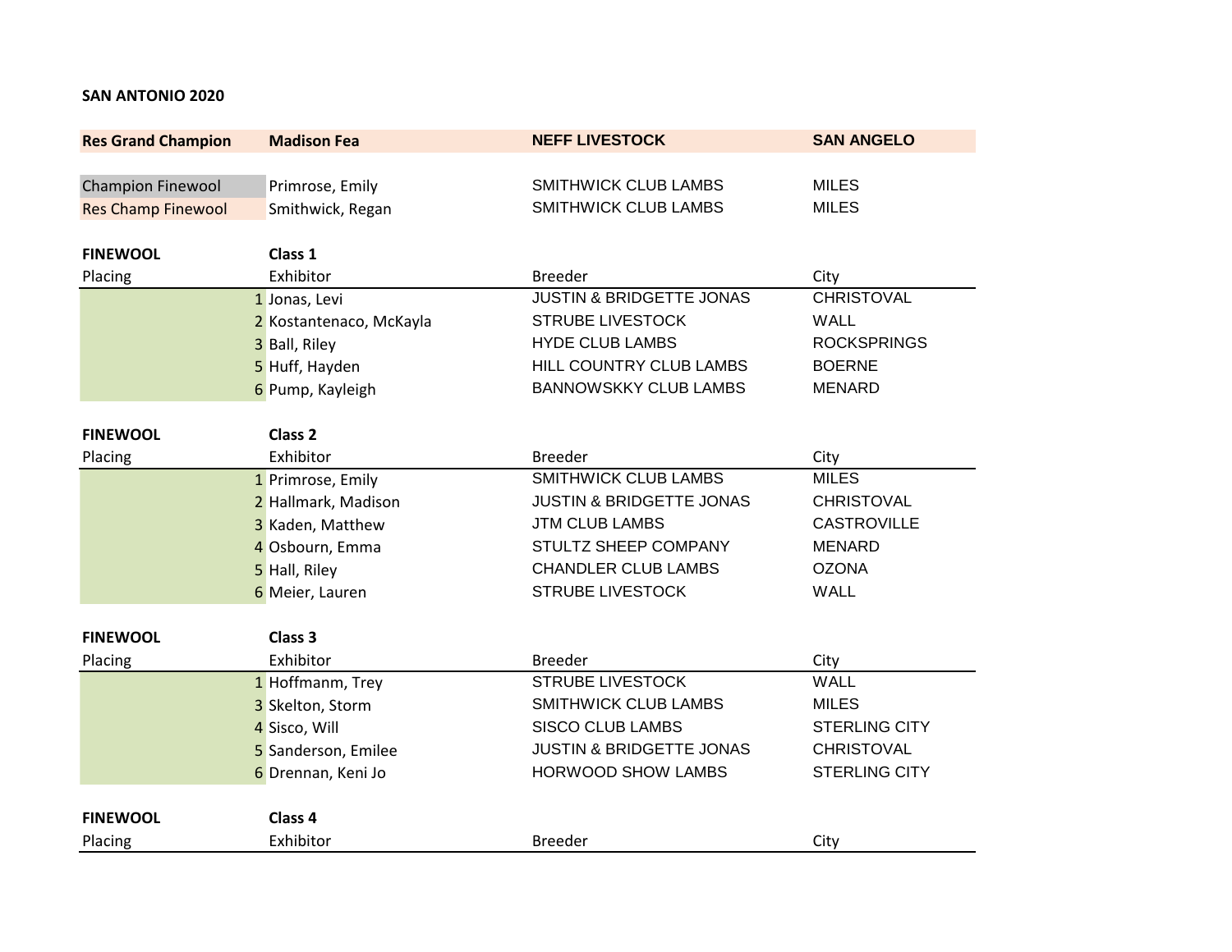**SAN ANTONIO 2020**

| | | | |
|---|---|---|---|
| **Res Grand Champion** | **Madison Fea** | **NEFF LIVESTOCK** | **SAN ANGELO** |
| Champion Finewool | Primrose, Emily | SMITHWICK CLUB LAMBS | MILES |
| Res Champ Finewool | Smithwick, Regan | SMITHWICK CLUB LAMBS | MILES |

**FINEWOOL** **Class 1**

| Placing | Exhibitor | Breeder | City |
|---|---|---|---|
| 1 | Jonas, Levi | JUSTIN & BRIDGETTE JONAS | CHRISTOVAL |
| 2 | Kostantenaco, McKayla | STRUBE LIVESTOCK | WALL |
| 3 | Ball, Riley | HYDE CLUB LAMBS | ROCKSPRINGS |
| 5 | Huff, Hayden | HILL COUNTRY CLUB LAMBS | BOERNE |
| 6 | Pump, Kayleigh | BANNOWSKKY CLUB LAMBS | MENARD |

**FINEWOOL** **Class 2**

| Placing | Exhibitor | Breeder | City |
|---|---|---|---|
| 1 | Primrose, Emily | SMITHWICK CLUB LAMBS | MILES |
| 2 | Hallmark, Madison | JUSTIN & BRIDGETTE JONAS | CHRISTOVAL |
| 3 | Kaden, Matthew | JTM CLUB LAMBS | CASTROVILLE |
| 4 | Osbourn, Emma | STULTZ SHEEP COMPANY | MENARD |
| 5 | Hall, Riley | CHANDLER CLUB LAMBS | OZONA |
| 6 | Meier, Lauren | STRUBE LIVESTOCK | WALL |

**FINEWOOL** **Class 3**

| Placing | Exhibitor | Breeder | City |
|---|---|---|---|
| 1 | Hoffmanm, Trey | STRUBE LIVESTOCK | WALL |
| 3 | Skelton, Storm | SMITHWICK CLUB LAMBS | MILES |
| 4 | Sisco, Will | SISCO CLUB LAMBS | STERLING CITY |
| 5 | Sanderson, Emilee | JUSTIN & BRIDGETTE JONAS | CHRISTOVAL |
| 6 | Drennan, Keni Jo | HORWOOD SHOW LAMBS | STERLING CITY |

**FINEWOOL** **Class 4**

| Placing | Exhibitor | Breeder | City |
|---|---|---|---|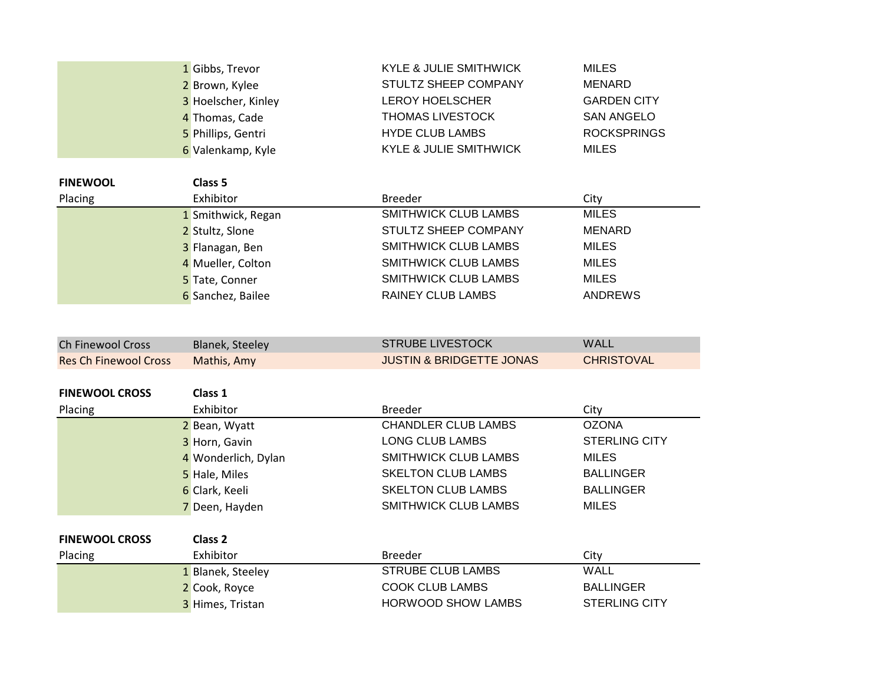| Placing | Exhibitor | Breeder | City |
|---|---|---|---|
| 1 | Gibbs, Trevor | KYLE & JULIE SMITHWICK | MILES |
| 2 | Brown, Kylee | STULTZ SHEEP COMPANY | MENARD |
| 3 | Hoelscher, Kinley | LEROY HOELSCHER | GARDEN CITY |
| 4 | Thomas, Cade | THOMAS LIVESTOCK | SAN ANGELO |
| 5 | Phillips, Gentri | HYDE CLUB LAMBS | ROCKSPRINGS |
| 6 | Valenkamp, Kyle | KYLE & JULIE SMITHWICK | MILES |

**FINEWOOL** **Class 5**

| Placing | Exhibitor | Breeder | City |
|---|---|---|---|
| 1 | Smithwick, Regan | SMITHWICK CLUB LAMBS | MILES |
| 2 | Stultz, Slone | STULTZ SHEEP COMPANY | MENARD |
| 3 | Flanagan, Ben | SMITHWICK CLUB LAMBS | MILES |
| 4 | Mueller, Colton | SMITHWICK CLUB LAMBS | MILES |
| 5 | Tate, Conner | SMITHWICK CLUB LAMBS | MILES |
| 6 | Sanchez, Bailee | RAINEY CLUB LAMBS | ANDREWS |

| | Exhibitor | Breeder | City |
|---|---|---|---|
| Ch Finewool Cross | Blanek, Steeley | STRUBE LIVESTOCK | WALL |
| Res Ch Finewool Cross | Mathis, Amy | JUSTIN & BRIDGETTE JONAS | CHRISTOVAL |

**FINEWOOL CROSS** **Class 1**

| Placing | Exhibitor | Breeder | City |
|---|---|---|---|
| 2 | Bean, Wyatt | CHANDLER CLUB LAMBS | OZONA |
| 3 | Horn, Gavin | LONG CLUB LAMBS | STERLING CITY |
| 4 | Wonderlich, Dylan | SMITHWICK CLUB LAMBS | MILES |
| 5 | Hale, Miles | SKELTON CLUB LAMBS | BALLINGER |
| 6 | Clark, Keeli | SKELTON CLUB LAMBS | BALLINGER |
| 7 | Deen, Hayden | SMITHWICK CLUB LAMBS | MILES |

**FINEWOOL CROSS** **Class 2**

| Placing | Exhibitor | Breeder | City |
|---|---|---|---|
| 1 | Blanek, Steeley | STRUBE CLUB LAMBS | WALL |
| 2 | Cook, Royce | COOK CLUB LAMBS | BALLINGER |
| 3 | Himes, Tristan | HORWOOD SHOW LAMBS | STERLING CITY |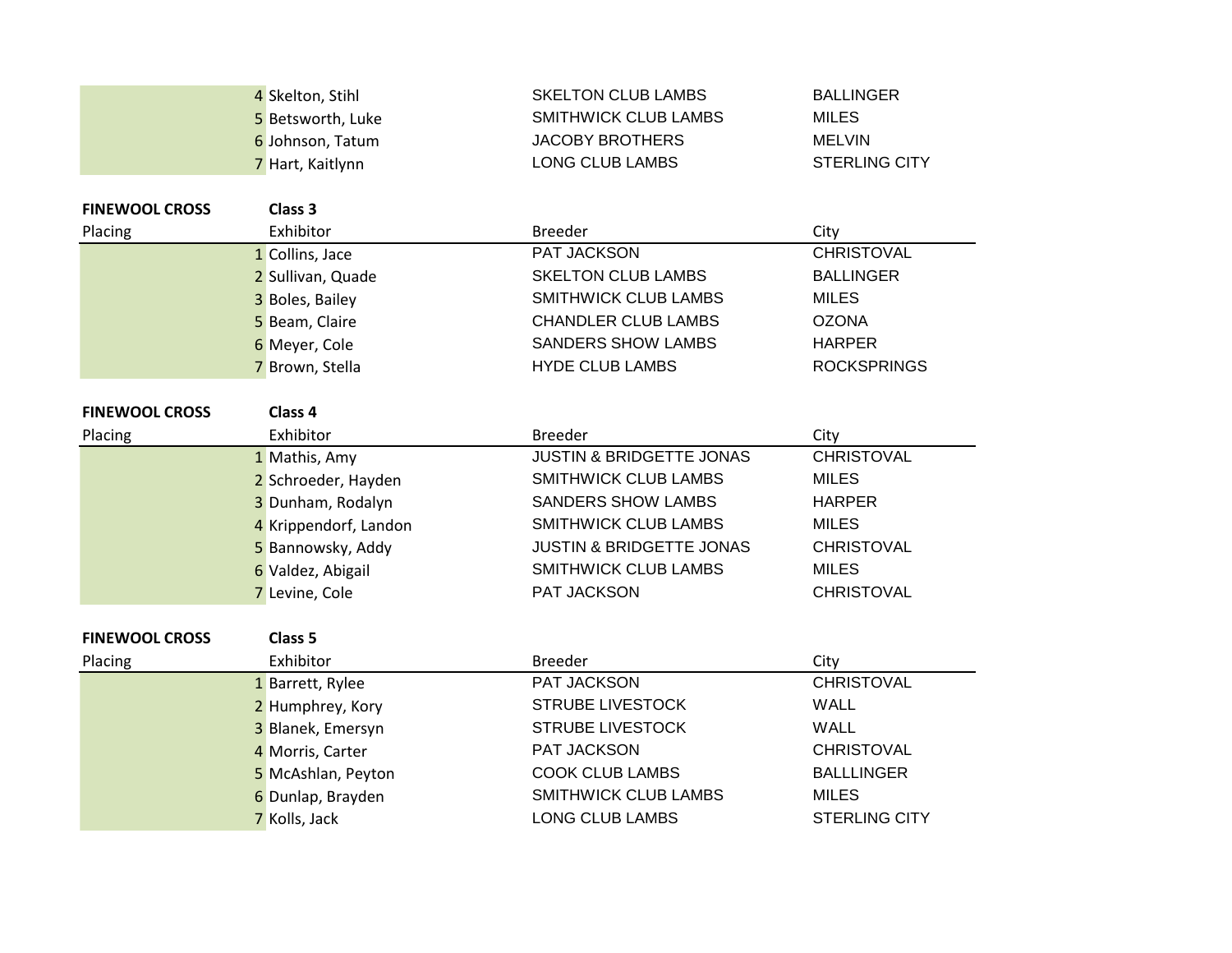| Placing | Exhibitor | Breeder | City |
|---|---|---|---|
| 4 | Skelton, Stihl | SKELTON CLUB LAMBS | BALLINGER |
| 5 | Betsworth, Luke | SMITHWICK CLUB LAMBS | MILES |
| 6 | Johnson, Tatum | JACOBY BROTHERS | MELVIN |
| 7 | Hart, Kaitlynn | LONG CLUB LAMBS | STERLING CITY |

**FINEWOOL CROSS** **Class 3**

| Placing | Exhibitor | Breeder | City |
|---|---|---|---|
| 1 | Collins, Jace | PAT JACKSON | CHRISTOVAL |
| 2 | Sullivan, Quade | SKELTON CLUB LAMBS | BALLINGER |
| 3 | Boles, Bailey | SMITHWICK CLUB LAMBS | MILES |
| 5 | Beam, Claire | CHANDLER CLUB LAMBS | OZONA |
| 6 | Meyer, Cole | SANDERS SHOW LAMBS | HARPER |
| 7 | Brown, Stella | HYDE CLUB LAMBS | ROCKSPRINGS |

**FINEWOOL CROSS** **Class 4**

| Placing | Exhibitor | Breeder | City |
|---|---|---|---|
| 1 | Mathis, Amy | JUSTIN & BRIDGETTE JONAS | CHRISTOVAL |
| 2 | Schroeder, Hayden | SMITHWICK CLUB LAMBS | MILES |
| 3 | Dunham, Rodalyn | SANDERS SHOW LAMBS | HARPER |
| 4 | Krippendorf, Landon | SMITHWICK CLUB LAMBS | MILES |
| 5 | Bannowsky, Addy | JUSTIN & BRIDGETTE JONAS | CHRISTOVAL |
| 6 | Valdez, Abigail | SMITHWICK CLUB LAMBS | MILES |
| 7 | Levine, Cole | PAT JACKSON | CHRISTOVAL |

**FINEWOOL CROSS** **Class 5**

| Placing | Exhibitor | Breeder | City |
|---|---|---|---|
| 1 | Barrett, Rylee | PAT JACKSON | CHRISTOVAL |
| 2 | Humphrey, Kory | STRUBE LIVESTOCK | WALL |
| 3 | Blanek, Emersyn | STRUBE LIVESTOCK | WALL |
| 4 | Morris, Carter | PAT JACKSON | CHRISTOVAL |
| 5 | McAshlan, Peyton | COOK CLUB LAMBS | BALLLINGER |
| 6 | Dunlap, Brayden | SMITHWICK CLUB LAMBS | MILES |
| 7 | Kolls, Jack | LONG CLUB LAMBS | STERLING CITY |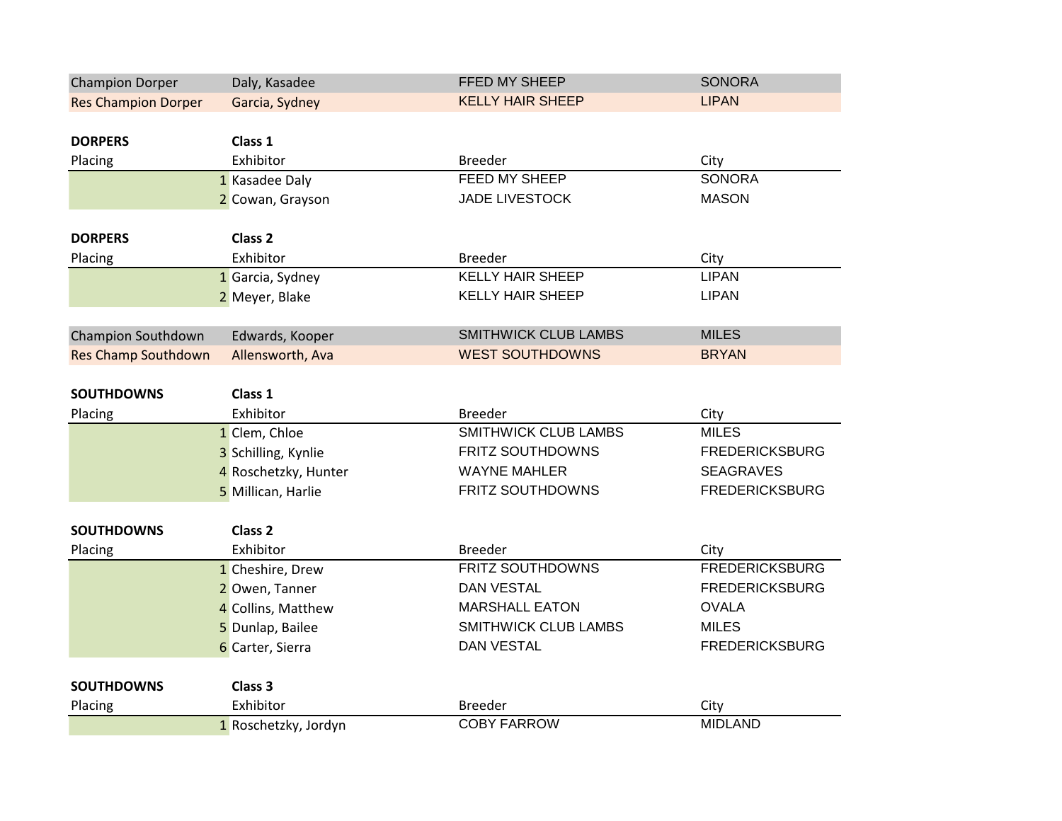| Champion Dorper | Daly, Kasadee | FFED MY SHEEP | SONORA |
|---|---|---|---|
| Res Champion Dorper | Garcia, Sydney | KELLY HAIR SHEEP | LIPAN |

| **DORPERS** | **Class 1** | | |
|---|---|---|---|
| Placing | Exhibitor | Breeder | City |
| 1 | Kasadee Daly | FEED MY SHEEP | SONORA |
| 2 | Cowan, Grayson | JADE LIVESTOCK | MASON |

| **DORPERS** | **Class 2** | | |
|---|---|---|---|
| Placing | Exhibitor | Breeder | City |
| 1 | Garcia, Sydney | KELLY HAIR SHEEP | LIPAN |
| 2 | Meyer, Blake | KELLY HAIR SHEEP | LIPAN |

| Champion Southdown | Edwards, Kooper | SMITHWICK CLUB LAMBS | MILES |
|---|---|---|---|
| Res Champ Southdown | Allensworth, Ava | WEST SOUTHDOWNS | BRYAN |

| **SOUTHDOWNS** | **Class 1** | | |
|---|---|---|---|
| Placing | Exhibitor | Breeder | City |
| 1 | Clem, Chloe | SMITHWICK CLUB LAMBS | MILES |
| 3 | Schilling, Kynlie | FRITZ SOUTHDOWNS | FREDERICKSBURG |
| 4 | Roschetzky, Hunter | WAYNE MAHLER | SEAGRAVES |
| 5 | Millican, Harlie | FRITZ SOUTHDOWNS | FREDERICKSBURG |

| **SOUTHDOWNS** | **Class 2** | | |
|---|---|---|---|
| Placing | Exhibitor | Breeder | City |
| 1 | Cheshire, Drew | FRITZ SOUTHDOWNS | FREDERICKSBURG |
| 2 | Owen, Tanner | DAN VESTAL | FREDERICKSBURG |
| 4 | Collins, Matthew | MARSHALL EATON | OVALA |
| 5 | Dunlap, Bailee | SMITHWICK CLUB LAMBS | MILES |
| 6 | Carter, Sierra | DAN VESTAL | FREDERICKSBURG |

| **SOUTHDOWNS** | **Class 3** | | |
|---|---|---|---|
| Placing | Exhibitor | Breeder | City |
| 1 | Roschetzky, Jordyn | COBY FARROW | MIDLAND |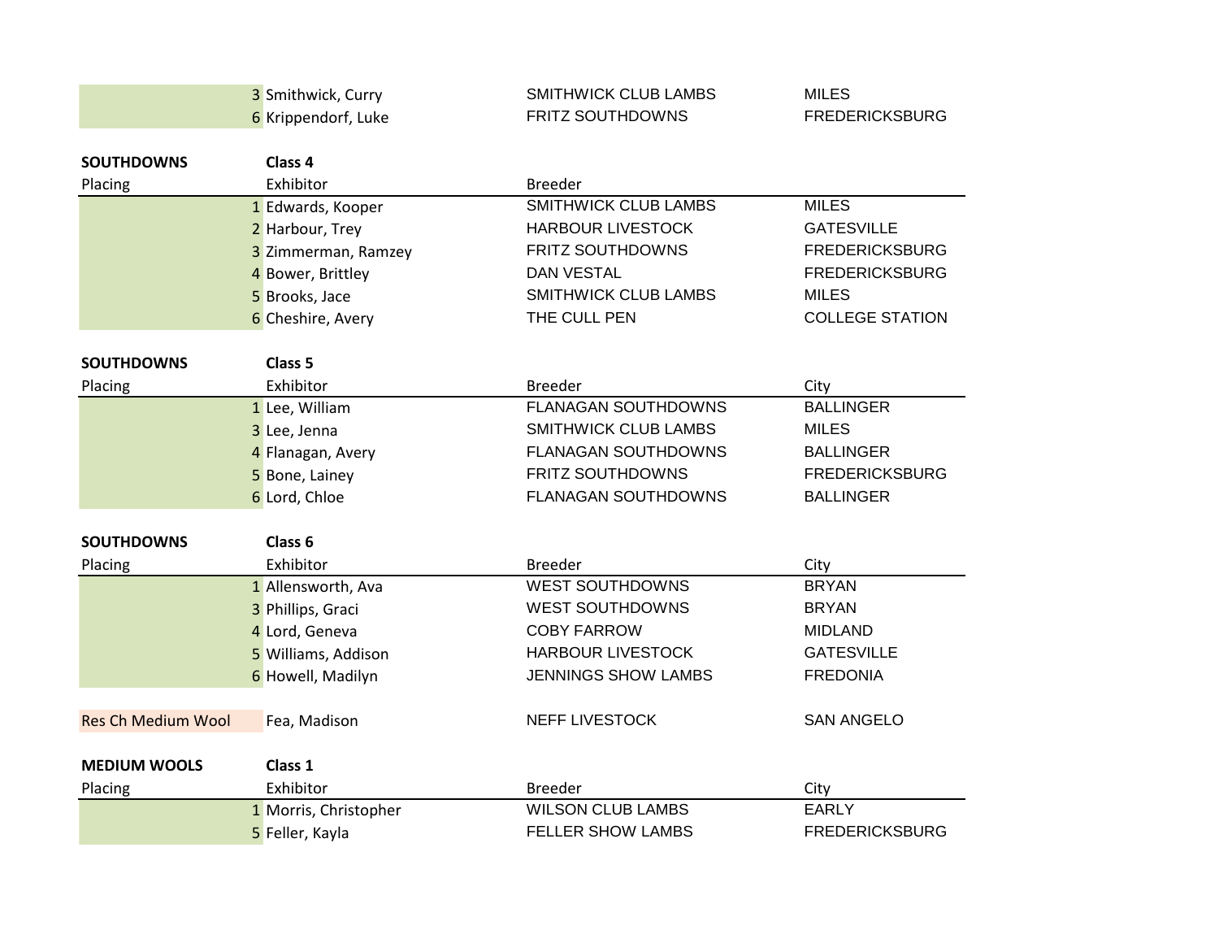| Placing | Exhibitor | Breeder | City |
|---|---|---|---|
| 3 | Smithwick, Curry | SMITHWICK CLUB LAMBS | MILES |
| 6 | Krippendorf, Luke | FRITZ SOUTHDOWNS | FREDERICKSBURG |

**SOUTHDOWNS** **Class 4**

| Placing | Exhibitor | Breeder | |
|---|---|---|---|
| 1 | Edwards, Kooper | SMITHWICK CLUB LAMBS | MILES |
| 2 | Harbour, Trey | HARBOUR LIVESTOCK | GATESVILLE |
| 3 | Zimmerman, Ramzey | FRITZ SOUTHDOWNS | FREDERICKSBURG |
| 4 | Bower, Brittley | DAN VESTAL | FREDERICKSBURG |
| 5 | Brooks, Jace | SMITHWICK CLUB LAMBS | MILES |
| 6 | Cheshire, Avery | THE CULL PEN | COLLEGE STATION |

**SOUTHDOWNS** **Class 5**

| Placing | Exhibitor | Breeder | City |
|---|---|---|---|
| 1 | Lee, William | FLANAGAN SOUTHDOWNS | BALLINGER |
| 3 | Lee, Jenna | SMITHWICK CLUB LAMBS | MILES |
| 4 | Flanagan, Avery | FLANAGAN SOUTHDOWNS | BALLINGER |
| 5 | Bone, Lainey | FRITZ SOUTHDOWNS | FREDERICKSBURG |
| 6 | Lord, Chloe | FLANAGAN SOUTHDOWNS | BALLINGER |

**SOUTHDOWNS** **Class 6**

| Placing | Exhibitor | Breeder | City |
|---|---|---|---|
| 1 | Allensworth, Ava | WEST SOUTHDOWNS | BRYAN |
| 3 | Phillips, Graci | WEST SOUTHDOWNS | BRYAN |
| 4 | Lord, Geneva | COBY FARROW | MIDLAND |
| 5 | Williams, Addison | HARBOUR LIVESTOCK | GATESVILLE |
| 6 | Howell, Madilyn | JENNINGS SHOW LAMBS | FREDONIA |

| | | | |
|---|---|---|---|
| Res Ch Medium Wool | Fea, Madison | NEFF LIVESTOCK | SAN ANGELO |

**MEDIUM WOOLS** **Class 1**

| Placing | Exhibitor | Breeder | City |
|---|---|---|---|
| 1 | Morris, Christopher | WILSON CLUB LAMBS | EARLY |
| 5 | Feller, Kayla | FELLER SHOW LAMBS | FREDERICKSBURG |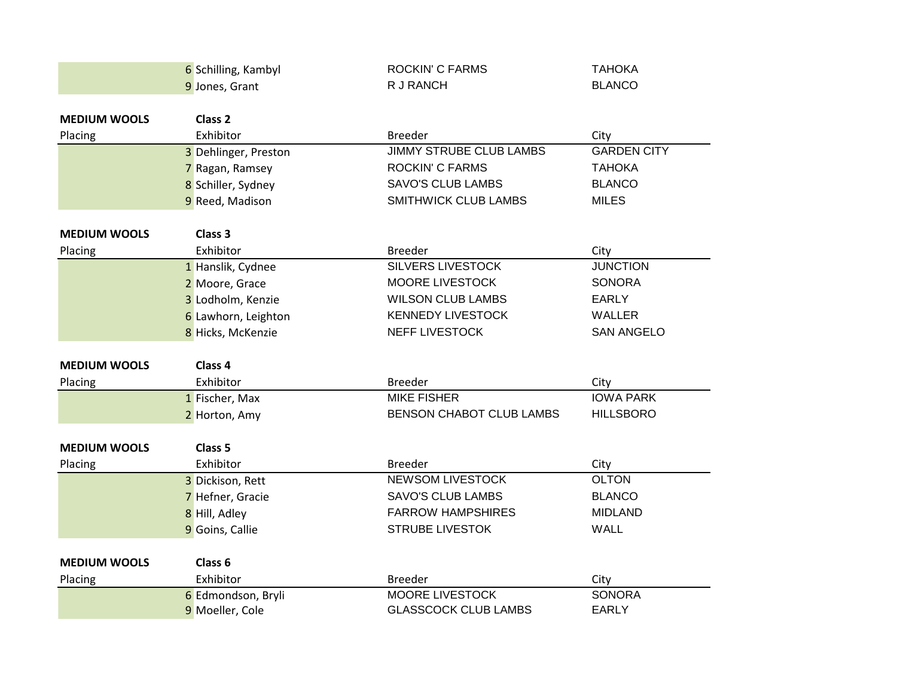| Placing | Exhibitor | Breeder | City |
|---|---|---|---|
| 6 | Schilling, Kambyl | ROCKIN' C FARMS | TAHOKA |
| 9 | Jones, Grant | R J RANCH | BLANCO |

**MEDIUM WOOLS** **Class 2**

| Placing | Exhibitor | Breeder | City |
|---|---|---|---|
| 3 | Dehlinger, Preston | JIMMY STRUBE CLUB LAMBS | GARDEN CITY |
| 7 | Ragan, Ramsey | ROCKIN' C FARMS | TAHOKA |
| 8 | Schiller, Sydney | SAVO'S CLUB LAMBS | BLANCO |
| 9 | Reed, Madison | SMITHWICK CLUB LAMBS | MILES |

**MEDIUM WOOLS** **Class 3**

| Placing | Exhibitor | Breeder | City |
|---|---|---|---|
| 1 | Hanslik, Cydnee | SILVERS LIVESTOCK | JUNCTION |
| 2 | Moore, Grace | MOORE LIVESTOCK | SONORA |
| 3 | Lodholm, Kenzie | WILSON CLUB LAMBS | EARLY |
| 6 | Lawhorn, Leighton | KENNEDY LIVESTOCK | WALLER |
| 8 | Hicks, McKenzie | NEFF LIVESTOCK | SAN ANGELO |

**MEDIUM WOOLS** **Class 4**

| Placing | Exhibitor | Breeder | City |
|---|---|---|---|
| 1 | Fischer, Max | MIKE FISHER | IOWA PARK |
| 2 | Horton, Amy | BENSON CHABOT CLUB LAMBS | HILLSBORO |

**MEDIUM WOOLS** **Class 5**

| Placing | Exhibitor | Breeder | City |
|---|---|---|---|
| 3 | Dickison, Rett | NEWSOM LIVESTOCK | OLTON |
| 7 | Hefner, Gracie | SAVO'S CLUB LAMBS | BLANCO |
| 8 | Hill, Adley | FARROW HAMPSHIRES | MIDLAND |
| 9 | Goins, Callie | STRUBE LIVESTOK | WALL |

**MEDIUM WOOLS** **Class 6**

| Placing | Exhibitor | Breeder | City |
|---|---|---|---|
| 6 | Edmondson, Bryli | MOORE LIVESTOCK | SONORA |
| 9 | Moeller, Cole | GLASSCOCK CLUB LAMBS | EARLY |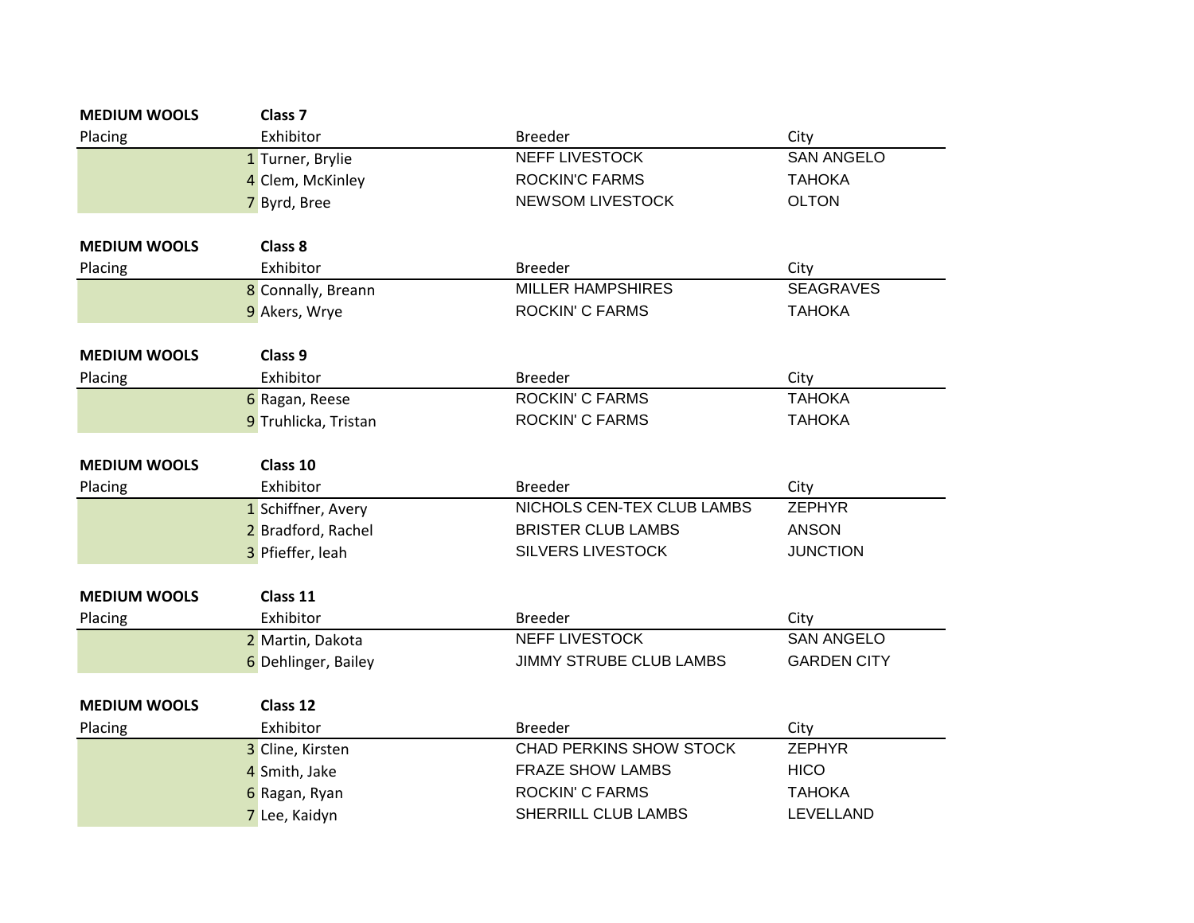**MEDIUM WOOLS** **Class 7**

| Placing | Exhibitor | Breeder | City |
|---|---|---|---|
| 1 | Turner, Brylie | NEFF LIVESTOCK | SAN ANGELO |
| 4 | Clem, McKinley | ROCKIN'C FARMS | TAHOKA |
| 7 | Byrd, Bree | NEWSOM LIVESTOCK | OLTON |

**MEDIUM WOOLS** **Class 8**

| Placing | Exhibitor | Breeder | City |
|---|---|---|---|
| 8 | Connally, Breann | MILLER HAMPSHIRES | SEAGRAVES |
| 9 | Akers, Wrye | ROCKIN' C FARMS | TAHOKA |

**MEDIUM WOOLS** **Class 9**

| Placing | Exhibitor | Breeder | City |
|---|---|---|---|
| 6 | Ragan, Reese | ROCKIN' C FARMS | TAHOKA |
| 9 | Truhlicka, Tristan | ROCKIN' C FARMS | TAHOKA |

**MEDIUM WOOLS** **Class 10**

| Placing | Exhibitor | Breeder | City |
|---|---|---|---|
| 1 | Schiffner, Avery | NICHOLS CEN-TEX CLUB LAMBS | ZEPHYR |
| 2 | Bradford, Rachel | BRISTER CLUB LAMBS | ANSON |
| 3 | Pfieffer, leah | SILVERS LIVESTOCK | JUNCTION |

**MEDIUM WOOLS** **Class 11**

| Placing | Exhibitor | Breeder | City |
|---|---|---|---|
| 2 | Martin, Dakota | NEFF LIVESTOCK | SAN ANGELO |
| 6 | Dehlinger, Bailey | JIMMY STRUBE CLUB LAMBS | GARDEN CITY |

**MEDIUM WOOLS** **Class 12**

| Placing | Exhibitor | Breeder | City |
|---|---|---|---|
| 3 | Cline, Kirsten | CHAD PERKINS SHOW STOCK | ZEPHYR |
| 4 | Smith, Jake | FRAZE SHOW LAMBS | HICO |
| 6 | Ragan, Ryan | ROCKIN' C FARMS | TAHOKA |
| 7 | Lee, Kaidyn | SHERRILL CLUB LAMBS | LEVELLAND |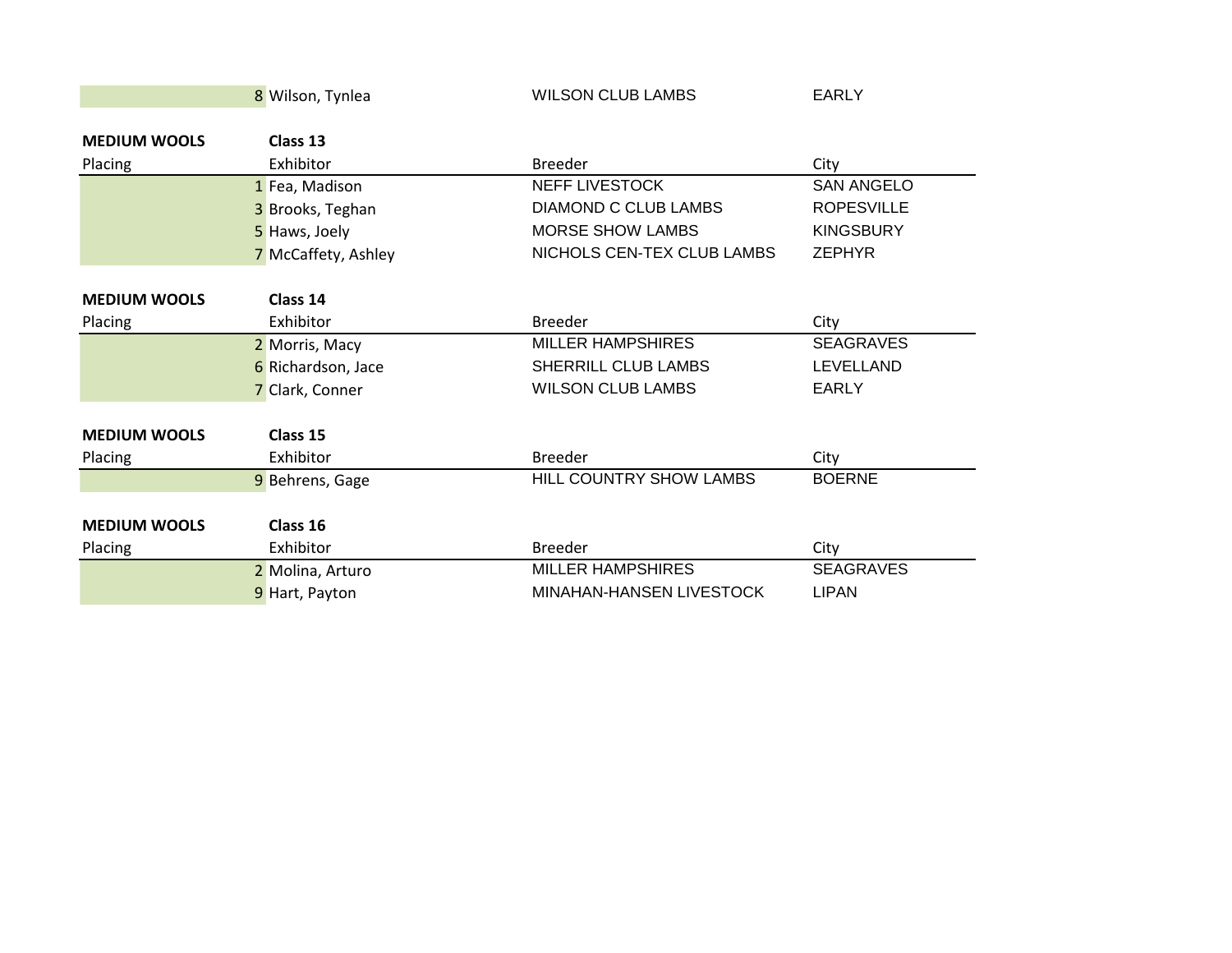| | | | |
|---|---|---|---|
| 8 | Wilson, Tynlea | WILSON CLUB LAMBS | EARLY |

**MEDIUM WOOLS** **Class 13**

| Placing | Exhibitor | Breeder | City |
|---|---|---|---|
| 1 | Fea, Madison | NEFF LIVESTOCK | SAN ANGELO |
| 3 | Brooks, Teghan | DIAMOND C CLUB LAMBS | ROPESVILLE |
| 5 | Haws, Joely | MORSE SHOW LAMBS | KINGSBURY |
| 7 | McCaffety, Ashley | NICHOLS CEN-TEX CLUB LAMBS | ZEPHYR |

**MEDIUM WOOLS** **Class 14**

| Placing | Exhibitor | Breeder | City |
|---|---|---|---|
| 2 | Morris, Macy | MILLER HAMPSHIRES | SEAGRAVES |
| 6 | Richardson, Jace | SHERRILL CLUB LAMBS | LEVELLAND |
| 7 | Clark, Conner | WILSON CLUB LAMBS | EARLY |

**MEDIUM WOOLS** **Class 15**

| Placing | Exhibitor | Breeder | City |
|---|---|---|---|
| 9 | Behrens, Gage | HILL COUNTRY SHOW LAMBS | BOERNE |

**MEDIUM WOOLS** **Class 16**

| Placing | Exhibitor | Breeder | City |
|---|---|---|---|
| 2 | Molina, Arturo | MILLER HAMPSHIRES | SEAGRAVES |
| 9 | Hart, Payton | MINAHAN-HANSEN LIVESTOCK | LIPAN |